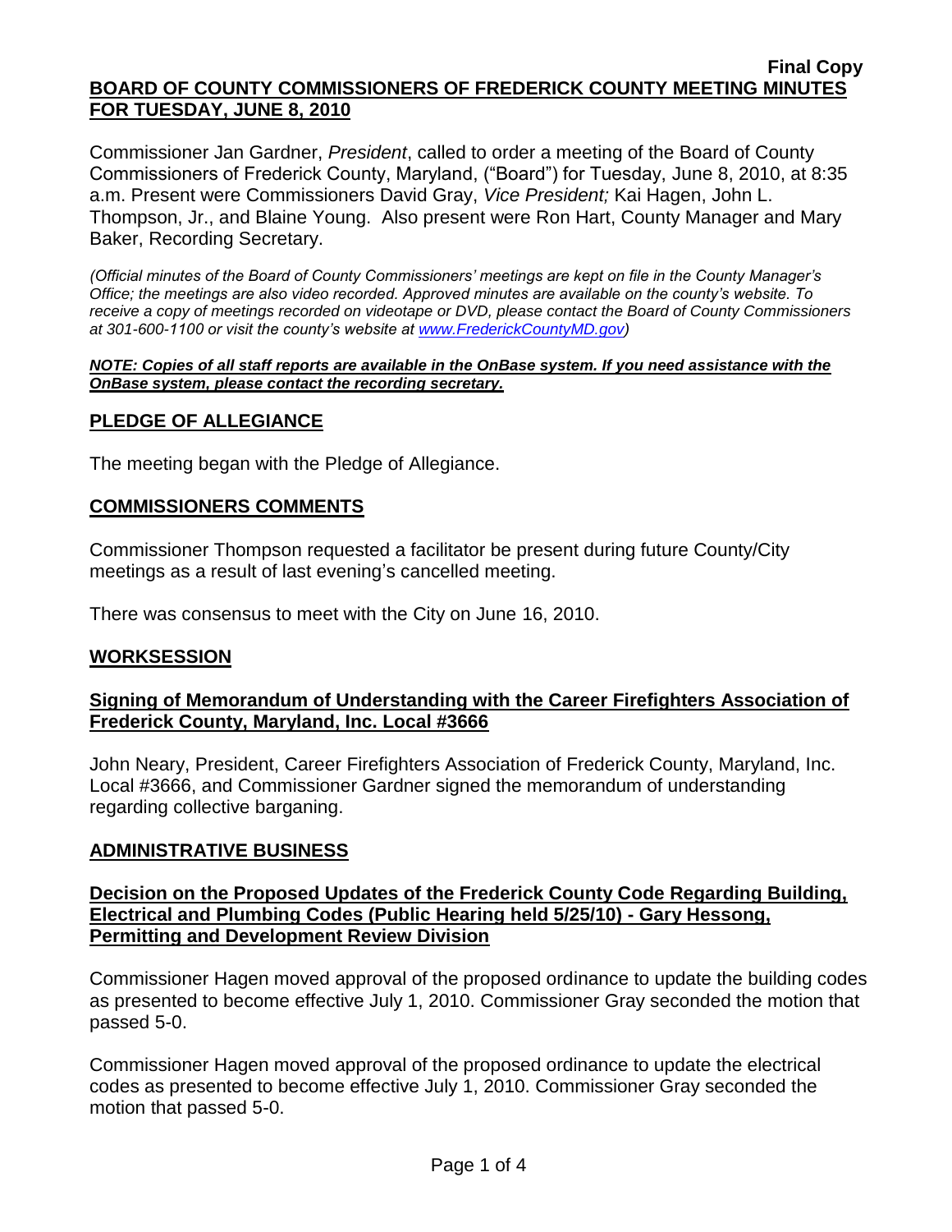**Final Copy**

# BOARD OF COUNTY COMMISSIONERS OF FREDERICK COUNTY MEETING MINUTES FOR TUESDAY, JUNE 8, 2010

Commissioner Jan Gardner, *President*, called to order a meeting of the Board of County Commissioners of Frederick County, Maryland, ("Board") for Tuesday, June 8, 2010, at 8:35 a.m. Present were Commissioners David Gray, *Vice President;* Kai Hagen, John L. Thompson, Jr., and Blaine Young. Also present were Ron Hart, County Manager and Mary Baker, Recording Secretary.

*(Official minutes of the Board of County Commissioners' meetings are kept on file in the County Manager's Office; the meetings are also video recorded. Approved minutes are available on the county's website. To receive a copy of meetings recorded on videotape or DVD, please contact the Board of County Commissioners at 301-600-1100 or visit the county's website at www.FrederickCountyMD.gov)*

***NOTE: Copies of all staff reports are available in the OnBase system. If you need assistance with the OnBase system, please contact the recording secretary.***

## PLEDGE OF ALLEGIANCE

The meeting began with the Pledge of Allegiance.

## COMMISSIONERS COMMENTS

Commissioner Thompson requested a facilitator be present during future County/City meetings as a result of last evening's cancelled meeting.

There was consensus to meet with the City on June 16, 2010.

## WORKSESSION

### Signing of Memorandum of Understanding with the Career Firefighters Association of Frederick County, Maryland, Inc. Local #3666

John Neary, President, Career Firefighters Association of Frederick County, Maryland, Inc. Local #3666, and Commissioner Gardner signed the memorandum of understanding regarding collective barganing.

## ADMINISTRATIVE BUSINESS

### Decision on the Proposed Updates of the Frederick County Code Regarding Building, Electrical and Plumbing Codes (Public Hearing held 5/25/10) - Gary Hessong, Permitting and Development Review Division

Commissioner Hagen moved approval of the proposed ordinance to update the building codes as presented to become effective July 1, 2010. Commissioner Gray seconded the motion that passed 5-0.

Commissioner Hagen moved approval of the proposed ordinance to update the electrical codes as presented to become effective July 1, 2010. Commissioner Gray seconded the motion that passed 5-0.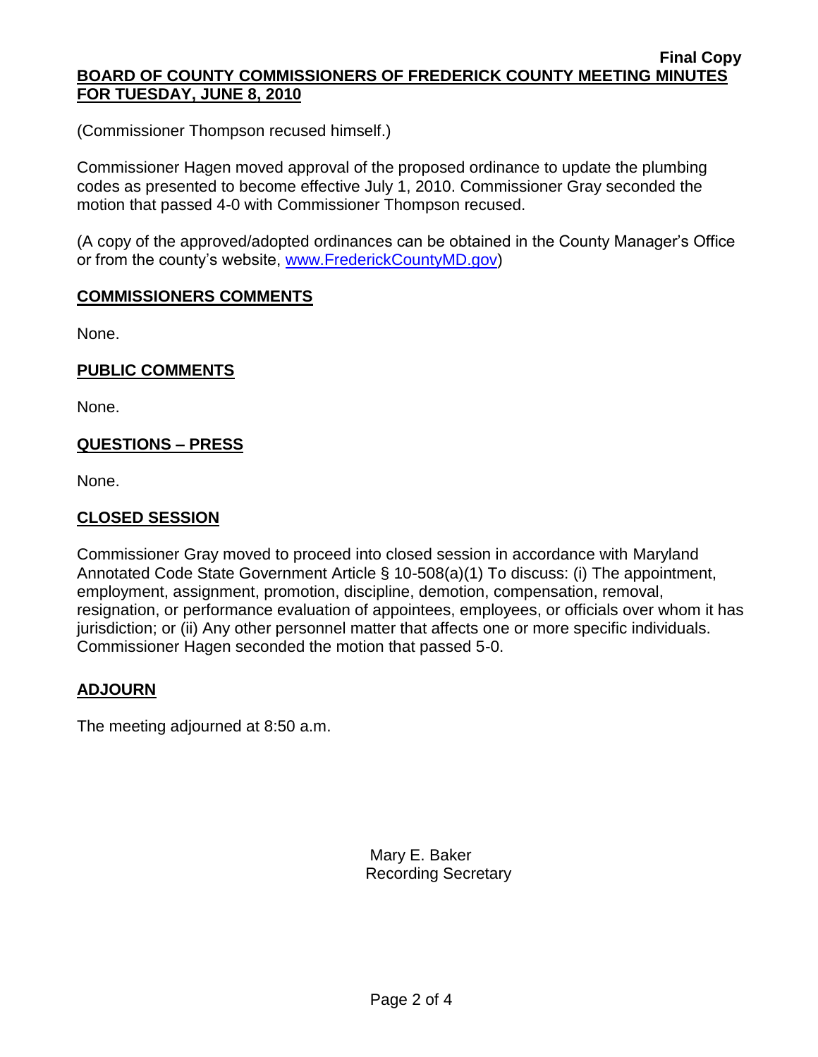(Commissioner Thompson recused himself.)

Commissioner Hagen moved approval of the proposed ordinance to update the plumbing codes as presented to become effective July 1, 2010. Commissioner Gray seconded the motion that passed 4-0 with Commissioner Thompson recused.

(A copy of the approved/adopted ordinances can be obtained in the County Manager's Office or from the county's website, www.FrederickCountyMD.gov)

## COMMISSIONERS COMMENTS

None.

## PUBLIC COMMENTS

None.

## QUESTIONS – PRESS

None.

## CLOSED SESSION

Commissioner Gray moved to proceed into closed session in accordance with Maryland Annotated Code State Government Article § 10-508(a)(1) To discuss: (i) The appointment, employment, assignment, promotion, discipline, demotion, compensation, removal, resignation, or performance evaluation of appointees, employees, or officials over whom it has jurisdiction; or (ii) Any other personnel matter that affects one or more specific individuals. Commissioner Hagen seconded the motion that passed 5-0.

## ADJOURN

The meeting adjourned at 8:50 a.m.

Mary E. Baker
Recording Secretary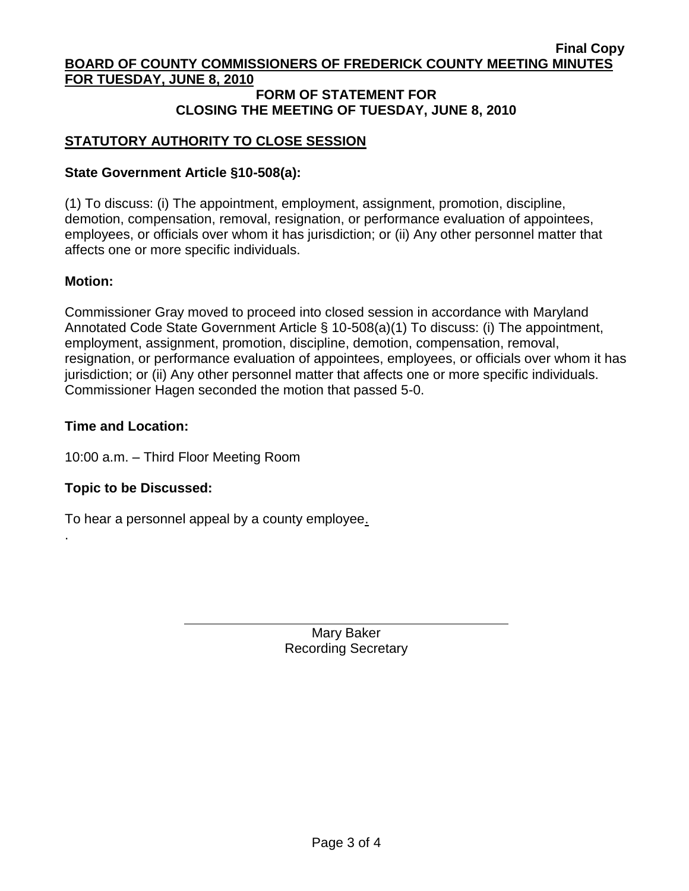**Final Copy**

**BOARD OF COUNTY COMMISSIONERS OF FREDERICK COUNTY MEETING MINUTES FOR TUESDAY, JUNE 8, 2010**

**FORM OF STATEMENT FOR CLOSING THE MEETING OF TUESDAY, JUNE 8, 2010**

## STATUTORY AUTHORITY TO CLOSE SESSION

**State Government Article §10-508(a):**

(1) To discuss: (i) The appointment, employment, assignment, promotion, discipline, demotion, compensation, removal, resignation, or performance evaluation of appointees, employees, or officials over whom it has jurisdiction; or (ii) Any other personnel matter that affects one or more specific individuals.

**Motion:**

Commissioner Gray moved to proceed into closed session in accordance with Maryland Annotated Code State Government Article § 10-508(a)(1) To discuss: (i) The appointment, employment, assignment, promotion, discipline, demotion, compensation, removal, resignation, or performance evaluation of appointees, employees, or officials over whom it has jurisdiction; or (ii) Any other personnel matter that affects one or more specific individuals. Commissioner Hagen seconded the motion that passed 5-0.

**Time and Location:**

10:00 a.m. – Third Floor Meeting Room

**Topic to be Discussed:**

To hear a personnel appeal by a county employee.

.

Mary Baker
Recording Secretary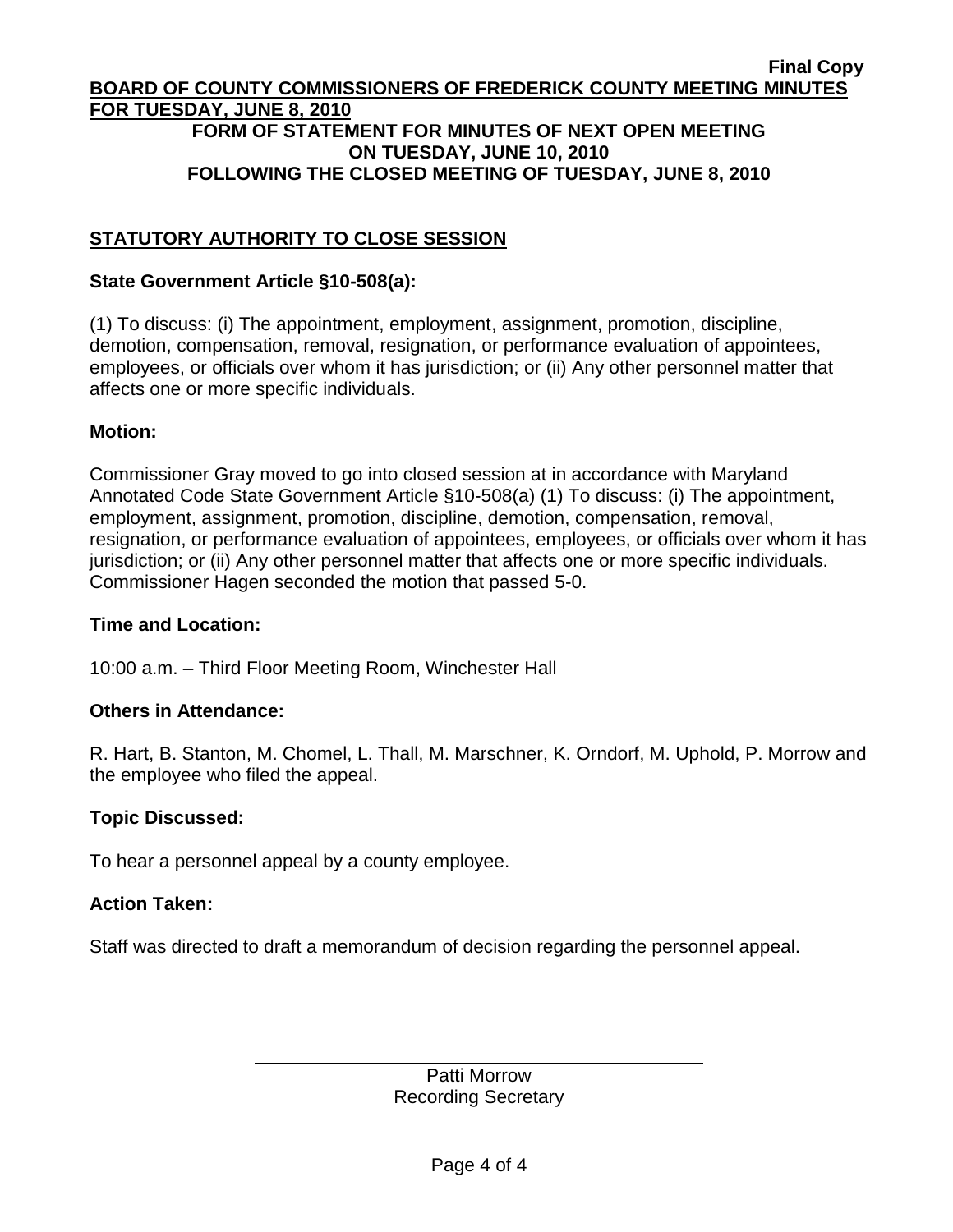**Final Copy**

**BOARD OF COUNTY COMMISSIONERS OF FREDERICK COUNTY MEETING MINUTES FOR TUESDAY, JUNE 8, 2010**

**FORM OF STATEMENT FOR MINUTES OF NEXT OPEN MEETING ON TUESDAY, JUNE 10, 2010 FOLLOWING THE CLOSED MEETING OF TUESDAY, JUNE 8, 2010**

## STATUTORY AUTHORITY TO CLOSE SESSION

**State Government Article §10-508(a):**

(1) To discuss: (i) The appointment, employment, assignment, promotion, discipline, demotion, compensation, removal, resignation, or performance evaluation of appointees, employees, or officials over whom it has jurisdiction; or (ii) Any other personnel matter that affects one or more specific individuals.

**Motion:**

Commissioner Gray moved to go into closed session at in accordance with Maryland Annotated Code State Government Article §10-508(a) (1) To discuss: (i) The appointment, employment, assignment, promotion, discipline, demotion, compensation, removal, resignation, or performance evaluation of appointees, employees, or officials over whom it has jurisdiction; or (ii) Any other personnel matter that affects one or more specific individuals. Commissioner Hagen seconded the motion that passed 5-0.

**Time and Location:**

10:00 a.m. – Third Floor Meeting Room, Winchester Hall

**Others in Attendance:**

R. Hart, B. Stanton, M. Chomel, L. Thall, M. Marschner, K. Orndorf, M. Uphold, P. Morrow and the employee who filed the appeal.

**Topic Discussed:**

To hear a personnel appeal by a county employee.

**Action Taken:**

Staff was directed to draft a memorandum of decision regarding the personnel appeal.

Patti Morrow
Recording Secretary